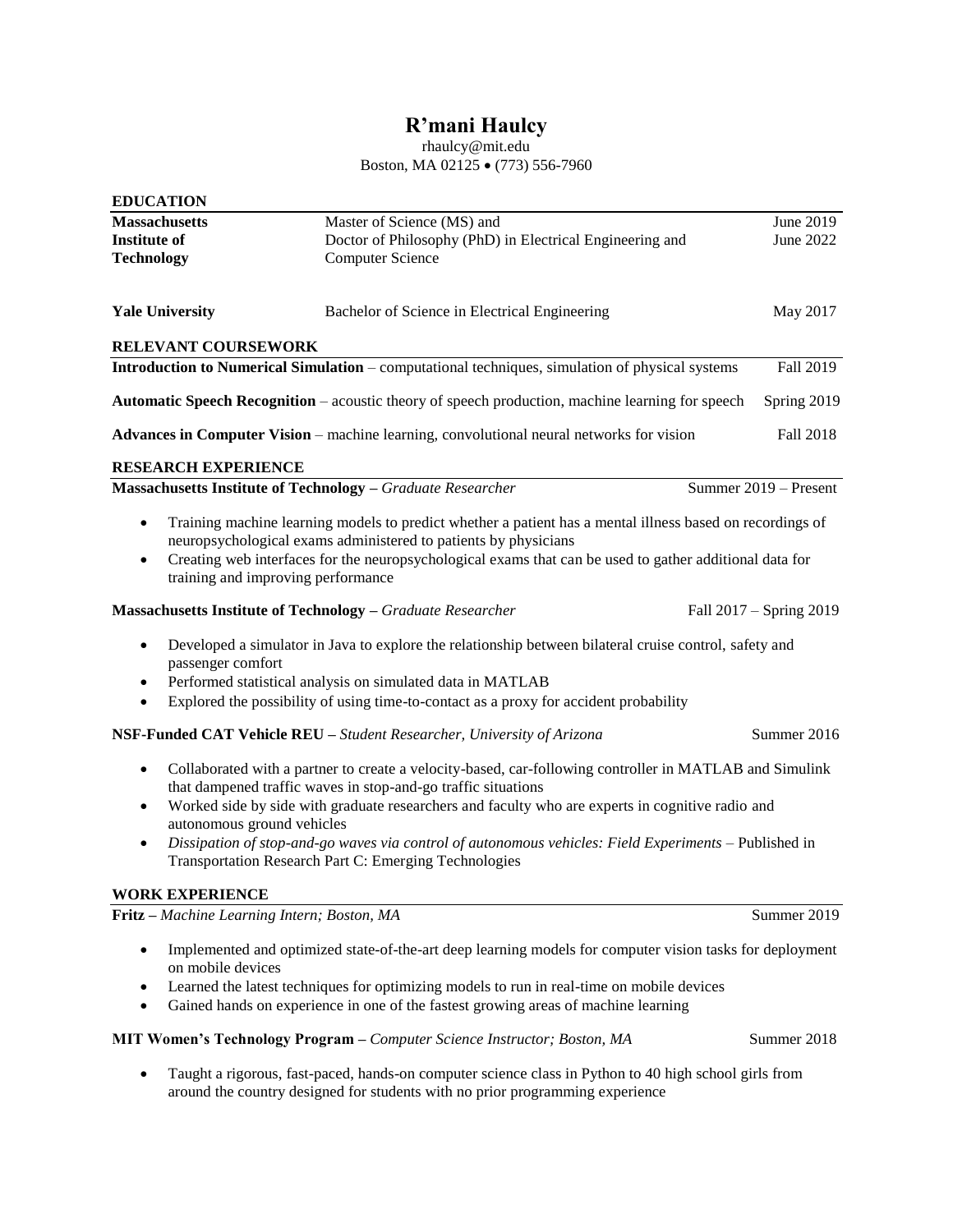# R'mani Haulcy

rhaulcy@mit.edu
Boston, MA 02125 • (773) 556-7960

## EDUCATION

| | | |
|---|---|---|
| **Massachusetts Institute of Technology** | Master of Science (MS) and<br>Doctor of Philosophy (PhD) in Electrical Engineering and Computer Science | June 2019<br>June 2022 |
| **Yale University** | Bachelor of Science in Electrical Engineering | May 2017 |

## RELEVANT COURSEWORK

**Introduction to Numerical Simulation** – computational techniques, simulation of physical systems — Fall 2019

**Automatic Speech Recognition** – acoustic theory of speech production, machine learning for speech — Spring 2019

**Advances in Computer Vision** – machine learning, convolutional neural networks for vision — Fall 2018

## RESEARCH EXPERIENCE

**Massachusetts Institute of Technology –** *Graduate Researcher* — Summer 2019 – Present

- Training machine learning models to predict whether a patient has a mental illness based on recordings of neuropsychological exams administered to patients by physicians
- Creating web interfaces for the neuropsychological exams that can be used to gather additional data for training and improving performance

**Massachusetts Institute of Technology –** *Graduate Researcher* — Fall 2017 – Spring 2019

- Developed a simulator in Java to explore the relationship between bilateral cruise control, safety and passenger comfort
- Performed statistical analysis on simulated data in MATLAB
- Explored the possibility of using time-to-contact as a proxy for accident probability

**NSF-Funded CAT Vehicle REU –** *Student Researcher, University of Arizona* — Summer 2016

- Collaborated with a partner to create a velocity-based, car-following controller in MATLAB and Simulink that dampened traffic waves in stop-and-go traffic situations
- Worked side by side with graduate researchers and faculty who are experts in cognitive radio and autonomous ground vehicles
- *Dissipation of stop-and-go waves via control of autonomous vehicles: Field Experiments* – Published in Transportation Research Part C: Emerging Technologies

## WORK EXPERIENCE

**Fritz –** *Machine Learning Intern; Boston, MA* — Summer 2019

- Implemented and optimized state-of-the-art deep learning models for computer vision tasks for deployment on mobile devices
- Learned the latest techniques for optimizing models to run in real-time on mobile devices
- Gained hands on experience in one of the fastest growing areas of machine learning

**MIT Women's Technology Program –** *Computer Science Instructor; Boston, MA* — Summer 2018

- Taught a rigorous, fast-paced, hands-on computer science class in Python to 40 high school girls from around the country designed for students with no prior programming experience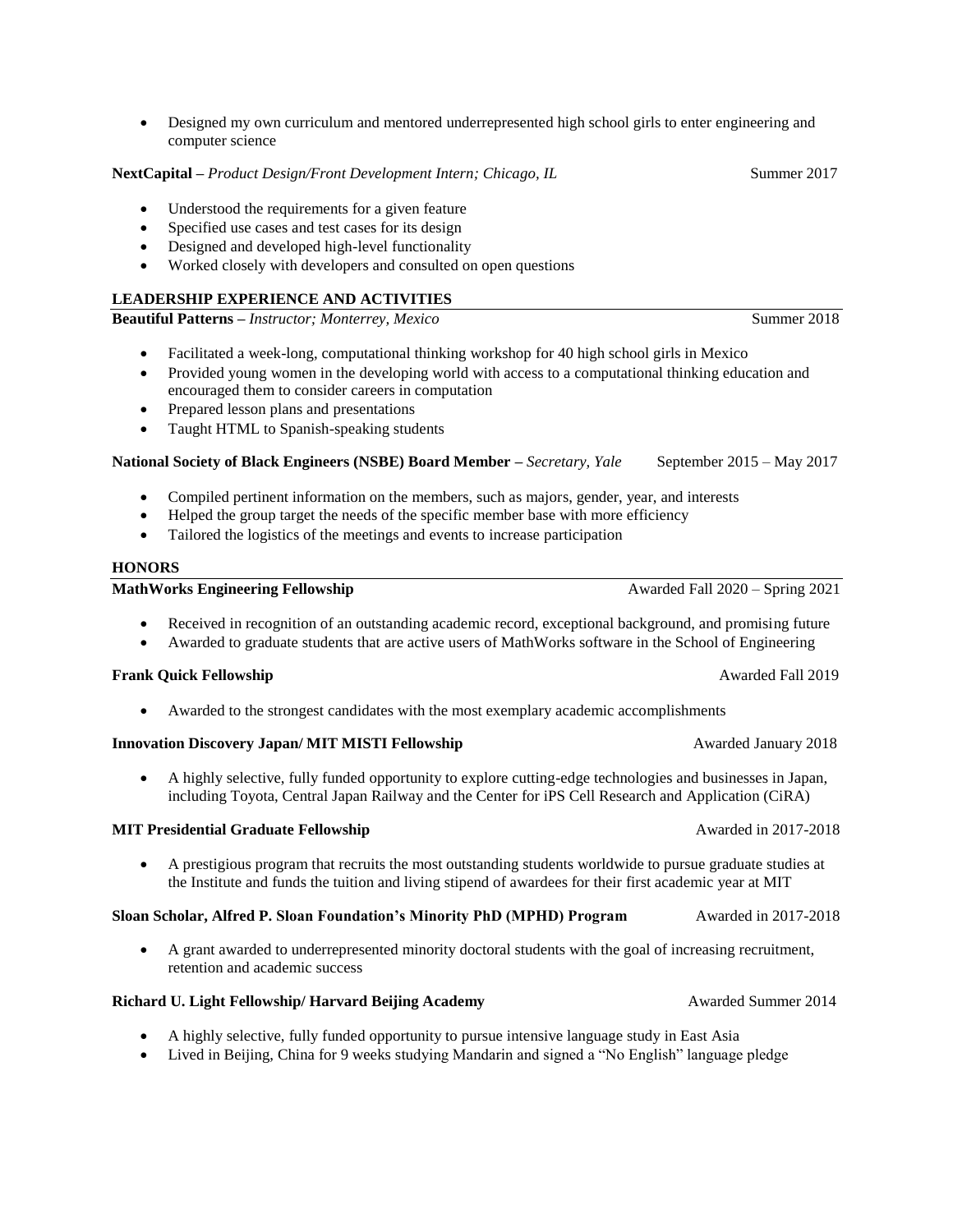- Designed my own curriculum and mentored underrepresented high school girls to enter engineering and computer science

**NextCapital –** *Product Design/Front Development Intern; Chicago, IL* Summer 2017

- Understood the requirements for a given feature
- Specified use cases and test cases for its design
- Designed and developed high-level functionality
- Worked closely with developers and consulted on open questions

## LEADERSHIP EXPERIENCE AND ACTIVITIES

**Beautiful Patterns –** *Instructor; Monterrey, Mexico* Summer 2018

- Facilitated a week-long, computational thinking workshop for 40 high school girls in Mexico
- Provided young women in the developing world with access to a computational thinking education and encouraged them to consider careers in computation
- Prepared lesson plans and presentations
- Taught HTML to Spanish-speaking students

**National Society of Black Engineers (NSBE) Board Member –** *Secretary, Yale* September 2015 – May 2017

- Compiled pertinent information on the members, such as majors, gender, year, and interests
- Helped the group target the needs of the specific member base with more efficiency
- Tailored the logistics of the meetings and events to increase participation

## HONORS

**MathWorks Engineering Fellowship** Awarded Fall 2020 – Spring 2021

- Received in recognition of an outstanding academic record, exceptional background, and promising future
- Awarded to graduate students that are active users of MathWorks software in the School of Engineering

**Frank Quick Fellowship** Awarded Fall 2019

- Awarded to the strongest candidates with the most exemplary academic accomplishments

**Innovation Discovery Japan/ MIT MISTI Fellowship** Awarded January 2018

- A highly selective, fully funded opportunity to explore cutting-edge technologies and businesses in Japan, including Toyota, Central Japan Railway and the Center for iPS Cell Research and Application (CiRA)

**MIT Presidential Graduate Fellowship** Awarded in 2017-2018

- A prestigious program that recruits the most outstanding students worldwide to pursue graduate studies at the Institute and funds the tuition and living stipend of awardees for their first academic year at MIT

**Sloan Scholar, Alfred P. Sloan Foundation's Minority PhD (MPHD) Program** Awarded in 2017-2018

- A grant awarded to underrepresented minority doctoral students with the goal of increasing recruitment, retention and academic success

**Richard U. Light Fellowship/ Harvard Beijing Academy** Awarded Summer 2014

- A highly selective, fully funded opportunity to pursue intensive language study in East Asia
- Lived in Beijing, China for 9 weeks studying Mandarin and signed a "No English" language pledge